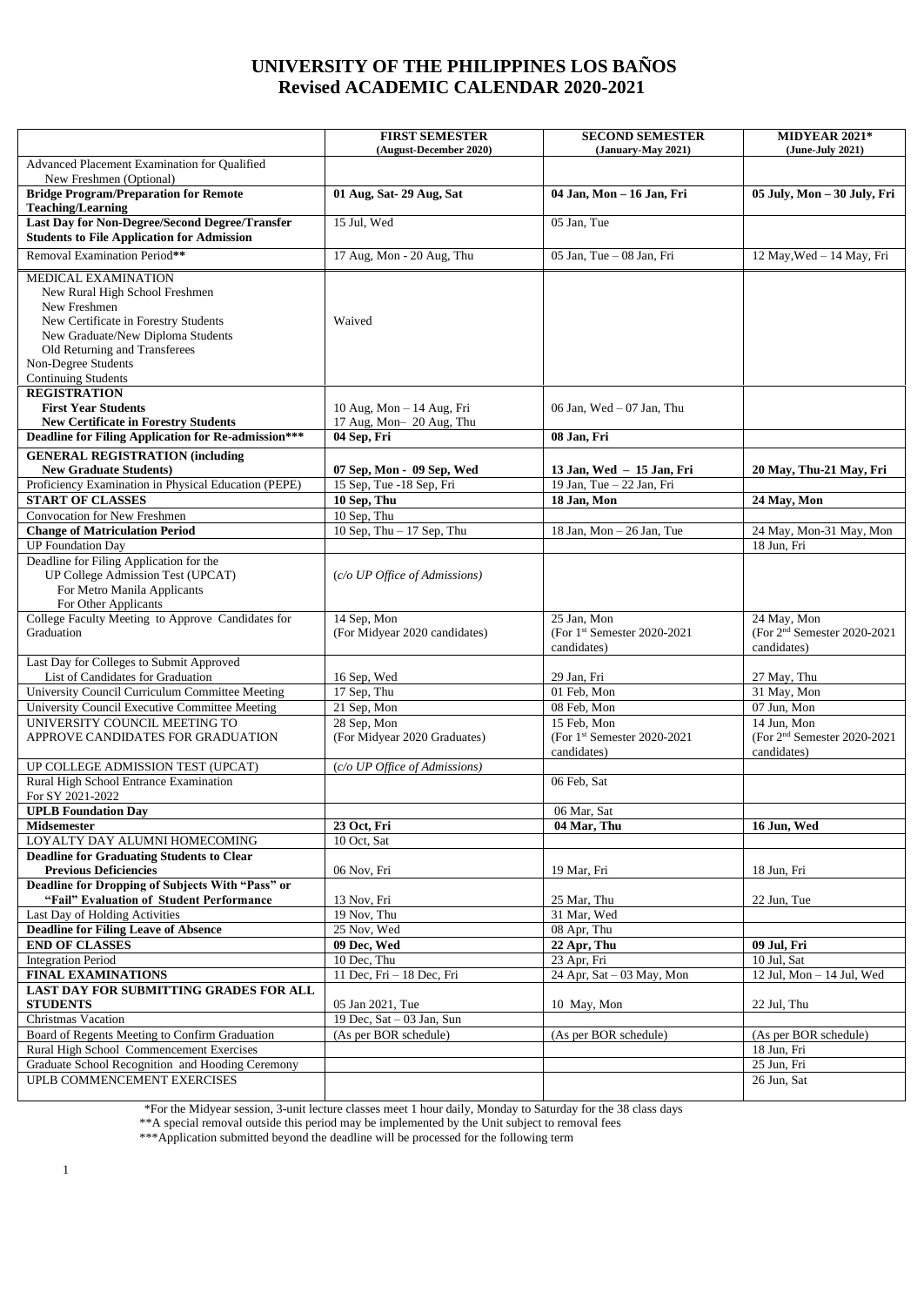# UNIVERSITY OF THE PHILIPPINES LOS BAÑOS
# Revised ACADEMIC CALENDAR 2020-2021

| | **FIRST SEMESTER (August-December 2020)** | **SECOND SEMESTER (January-May 2021)** | **MIDYEAR 2021* (June-July 2021)** |
|---|---|---|---|
| Advanced Placement Examination for Qualified New Freshmen (Optional) | | | |
| **Bridge Program/Preparation for Remote Teaching/Learning** | **01 Aug, Sat- 29 Aug, Sat** | **04 Jan, Mon – 16 Jan, Fri** | **05 July, Mon – 30 July, Fri** |
| **Last Day for Non-Degree/Second Degree/Transfer Students to File Application for Admission** | 15 Jul, Wed | 05 Jan, Tue | |
| Removal Examination Period** | 17 Aug, Mon - 20 Aug, Thu | 05 Jan, Tue – 08 Jan, Fri | 12 May, Wed – 14 May, Fri |
| MEDICAL EXAMINATION<br>New Rural High School Freshmen<br>New Freshmen<br>New Certificate in Forestry Students<br>New Graduate/New Diploma Students<br>Old Returning and Transferees<br>Non-Degree Students<br>Continuing Students | Waived | | |
| **REGISTRATION**<br>**First Year Students**<br>**New Certificate in Forestry Students** | 10 Aug, Mon – 14 Aug, Fri<br>17 Aug, Mon– 20 Aug, Thu | 06 Jan, Wed – 07 Jan, Thu | |
| **Deadline for Filing Application for Re-admission***** | **04 Sep, Fri** | **08 Jan, Fri** | |
| **GENERAL REGISTRATION (including New Graduate Students)** | **07 Sep, Mon - 09 Sep, Wed** | **13 Jan, Wed – 15 Jan, Fri** | **20 May, Thu-21 May, Fri** |
| Proficiency Examination in Physical Education (PEPE) | 15 Sep, Tue -18 Sep, Fri | 19 Jan, Tue – 22 Jan, Fri | |
| **START OF CLASSES** | **10 Sep, Thu** | **18 Jan, Mon** | **24 May, Mon** |
| Convocation for New Freshmen | 10 Sep, Thu | | |
| **Change of Matriculation Period** | 10 Sep, Thu – 17 Sep, Thu | 18 Jan, Mon – 26 Jan, Tue | 24 May, Mon-31 May, Mon |
| UP Foundation Day | | | 18 Jun, Fri |
| Deadline for Filing Application for the UP College Admission Test (UPCAT)<br>For Metro Manila Applicants<br>For Other Applicants | *(c/o UP Office of Admissions)* | | |
| College Faculty Meeting to Approve Candidates for Graduation | 14 Sep, Mon<br>(For Midyear 2020 candidates) | 25 Jan, Mon<br>(For 1st Semester 2020-2021 candidates) | 24 May, Mon<br>(For 2nd Semester 2020-2021 candidates) |
| Last Day for Colleges to Submit Approved List of Candidates for Graduation | 16 Sep, Wed | 29 Jan, Fri | 27 May, Thu |
| University Council Curriculum Committee Meeting | 17 Sep, Thu | 01 Feb, Mon | 31 May, Mon |
| University Council Executive Committee Meeting | 21 Sep, Mon | 08 Feb, Mon | 07 Jun, Mon |
| UNIVERSITY COUNCIL MEETING TO APPROVE CANDIDATES FOR GRADUATION | 28 Sep, Mon<br>(For Midyear 2020 Graduates) | 15 Feb, Mon<br>(For 1st Semester 2020-2021 candidates) | 14 Jun, Mon<br>(For 2nd Semester 2020-2021 candidates) |
| UP COLLEGE ADMISSION TEST (UPCAT) | *(c/o UP Office of Admissions)* | | |
| Rural High School Entrance Examination For SY 2021-2022 | | 06 Feb, Sat | |
| **UPLB Foundation Day** | | 06 Mar, Sat | |
| **Midsemester** | **23 Oct, Fri** | **04 Mar, Thu** | **16 Jun, Wed** |
| LOYALTY DAY ALUMNI HOMECOMING | 10 Oct, Sat | | |
| **Deadline for Graduating Students to Clear Previous Deficiencies** | 06 Nov, Fri | 19 Mar, Fri | 18 Jun, Fri |
| **Deadline for Dropping of Subjects With "Pass" or "Fail" Evaluation of Student Performance** | 13 Nov, Fri | 25 Mar, Thu | 22 Jun, Tue |
| Last Day of Holding Activities | 19 Nov, Thu | 31 Mar, Wed | |
| **Deadline for Filing Leave of Absence** | 25 Nov, Wed | 08 Apr, Thu | |
| **END OF CLASSES** | **09 Dec, Wed** | **22 Apr, Thu** | **09 Jul, Fri** |
| Integration Period | 10 Dec, Thu | 23 Apr, Fri | 10 Jul, Sat |
| **FINAL EXAMINATIONS** | 11 Dec, Fri – 18 Dec, Fri | 24 Apr, Sat – 03 May, Mon | 12 Jul, Mon – 14 Jul, Wed |
| **LAST DAY FOR SUBMITTING GRADES FOR ALL STUDENTS** | 05 Jan 2021, Tue | 10 May, Mon | 22 Jul, Thu |
| Christmas Vacation | 19 Dec, Sat – 03 Jan, Sun | | |
| Board of Regents Meeting to Confirm Graduation | (As per BOR schedule) | (As per BOR schedule) | (As per BOR schedule) |
| Rural High School Commencement Exercises | | | 18 Jun, Fri |
| Graduate School Recognition and Hooding Ceremony | | | 25 Jun, Fri |
| UPLB COMMENCEMENT EXERCISES | | | 26 Jun, Sat |

*For the Midyear session, 3-unit lecture classes meet 1 hour daily, Monday to Saturday for the 38 class days

**A special removal outside this period may be implemented by the Unit subject to removal fees

***Application submitted beyond the deadline will be processed for the following term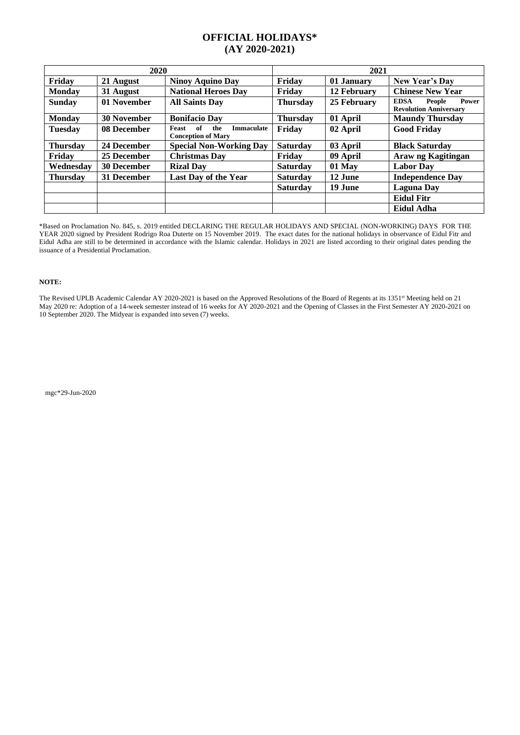# OFFICIAL HOLIDAYS*
## (AY 2020-2021)

| 2020 | | | 2021 | | |
|---|---|---|---|---|---|
| **Friday** | **21 August** | **Ninoy Aquino Day** | **Friday** | **01 January** | **New Year's Day** |
| **Monday** | **31 August** | **National Heroes Day** | **Friday** | **12 February** | **Chinese New Year** |
| **Sunday** | **01 November** | **All Saints Day** | **Thursday** | **25 February** | **EDSA People Power Revolution Anniversary** |
| **Monday** | **30 November** | **Bonifacio Day** | **Thursday** | **01 April** | **Maundy Thursday** |
| **Tuesday** | **08 December** | **Feast of the Immaculate Conception of Mary** | **Friday** | **02 April** | **Good Friday** |
| **Thursday** | **24 December** | **Special Non-Working Day** | **Saturday** | **03 April** | **Black Saturday** |
| **Friday** | **25 December** | **Christmas Day** | **Friday** | **09 April** | **Araw ng Kagitingan** |
| **Wednesday** | **30 December** | **Rizal Day** | **Saturday** | **01 May** | **Labor Day** |
| **Thursday** | **31 December** | **Last Day of the Year** | **Saturday** | **12 June** | **Independence Day** |
| | | | **Saturday** | **19 June** | **Laguna Day** |
| | | | | | **Eidul Fitr** |
| | | | | | **Eidul Adha** |

*Based on Proclamation No. 845, s. 2019 entitled DECLARING THE REGULAR HOLIDAYS AND SPECIAL (NON-WORKING) DAYS FOR THE YEAR 2020 signed by President Rodrigo Roa Duterte on 15 November 2019. The exact dates for the national holidays in observance of Eidul Fitr and Eidul Adha are still to be determined in accordance with the Islamic calendar. Holidays in 2021 are listed according to their original dates pending the issuance of a Presidential Proclamation.

**NOTE:**

The Revised UPLB Academic Calendar AY 2020-2021 is based on the Approved Resolutions of the Board of Regents at its 1351st Meeting held on 21 May 2020 re: Adoption of a 14-week semester instead of 16 weeks for AY 2020-2021 and the Opening of Classes in the First Semester AY 2020-2021 on 10 September 2020. The Midyear is expanded into seven (7) weeks.

mgc*29-Jun-2020